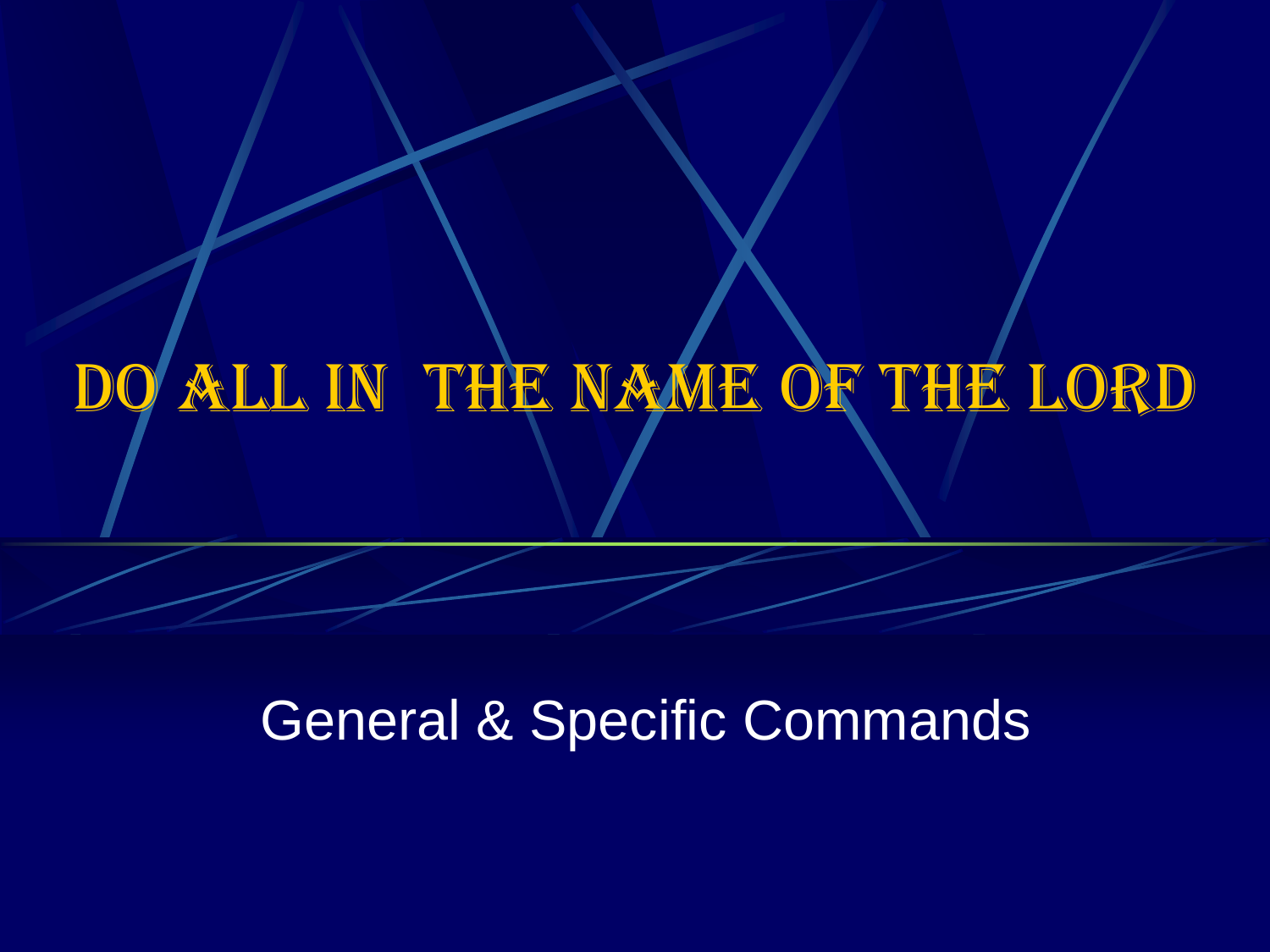# Do All in the Name of the Lord

General & Specific Commands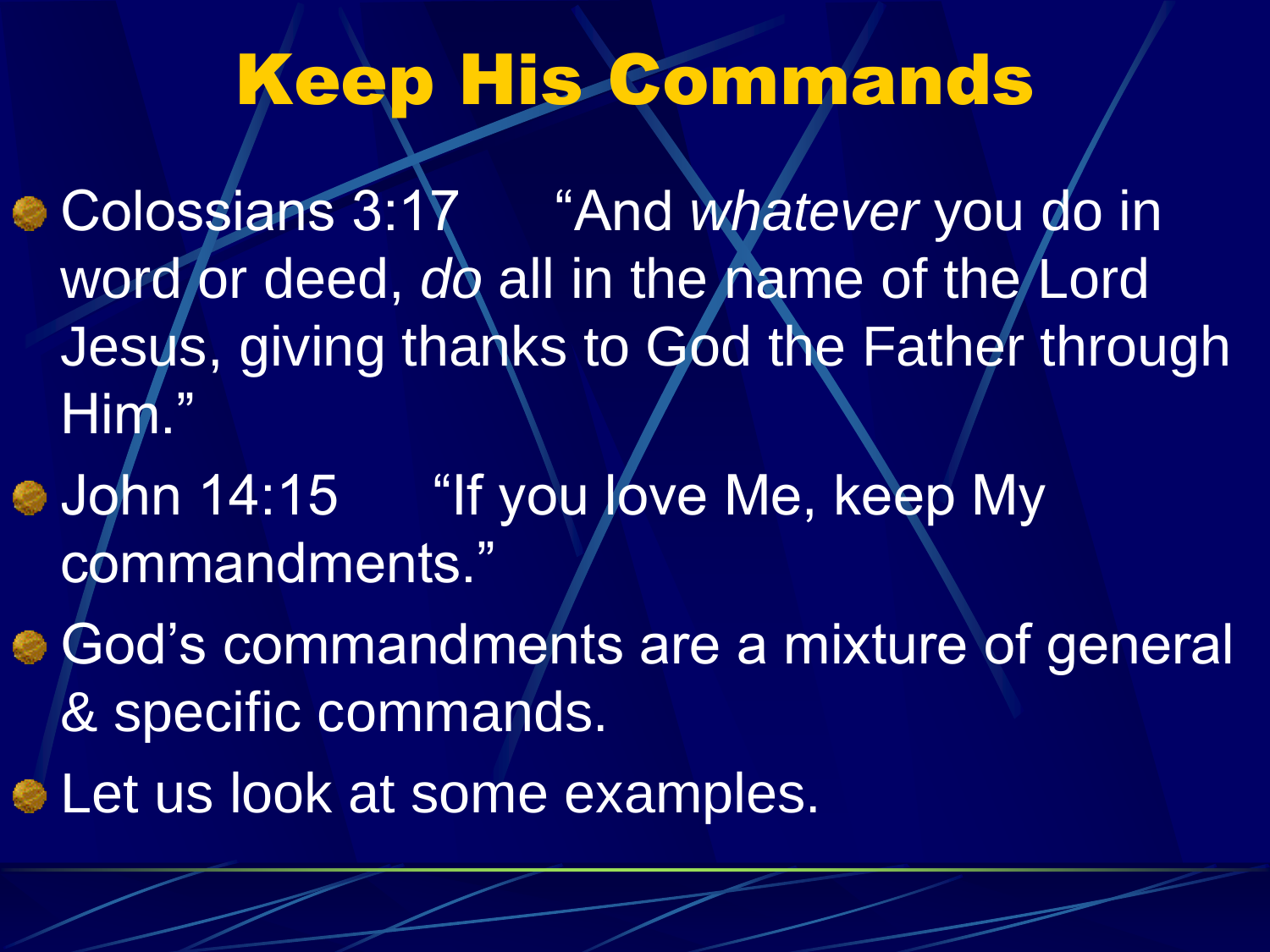# Keep His Commands

- Colossians 3:17 "And *whatever* you do in word or deed, *do* all in the name of the Lord Jesus, giving thanks to God the Father through Him."
- John 14:15 "If you love Me, keep My commandments."
- God's commandments are a mixture of general & specific commands.
- Let us look at some examples.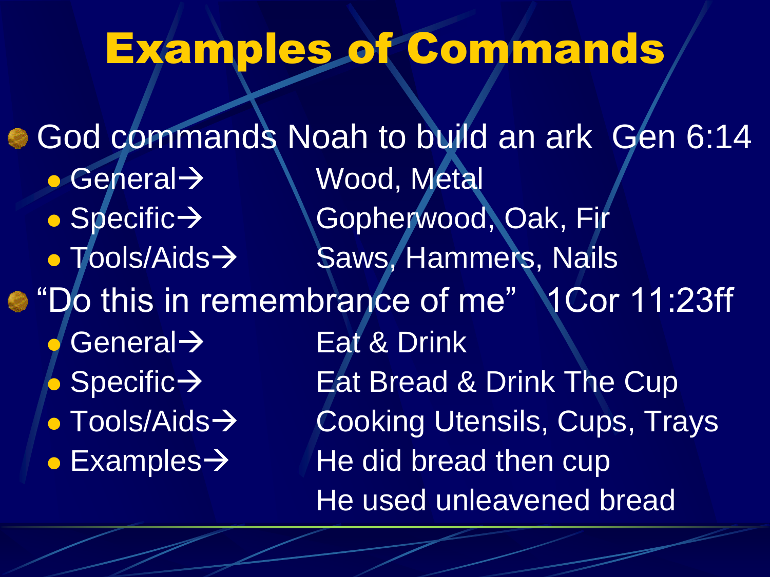# Examples of Commands

- God commands Noah to build an ark  Gen 6:14
  - General→ Wood, Metal
  - Specific→ Gopherwood, Oak, Fir
  - Tools/Aids→ Saws, Hammers, Nails
- "Do this in remembrance of me"  1Cor 11:23ff
  - General→ Eat & Drink
  - Specific→ Eat Bread & Drink The Cup
  - Tools/Aids→ Cooking Utensils, Cups, Trays
  - Examples→ He did bread then cup
    He used unleavened bread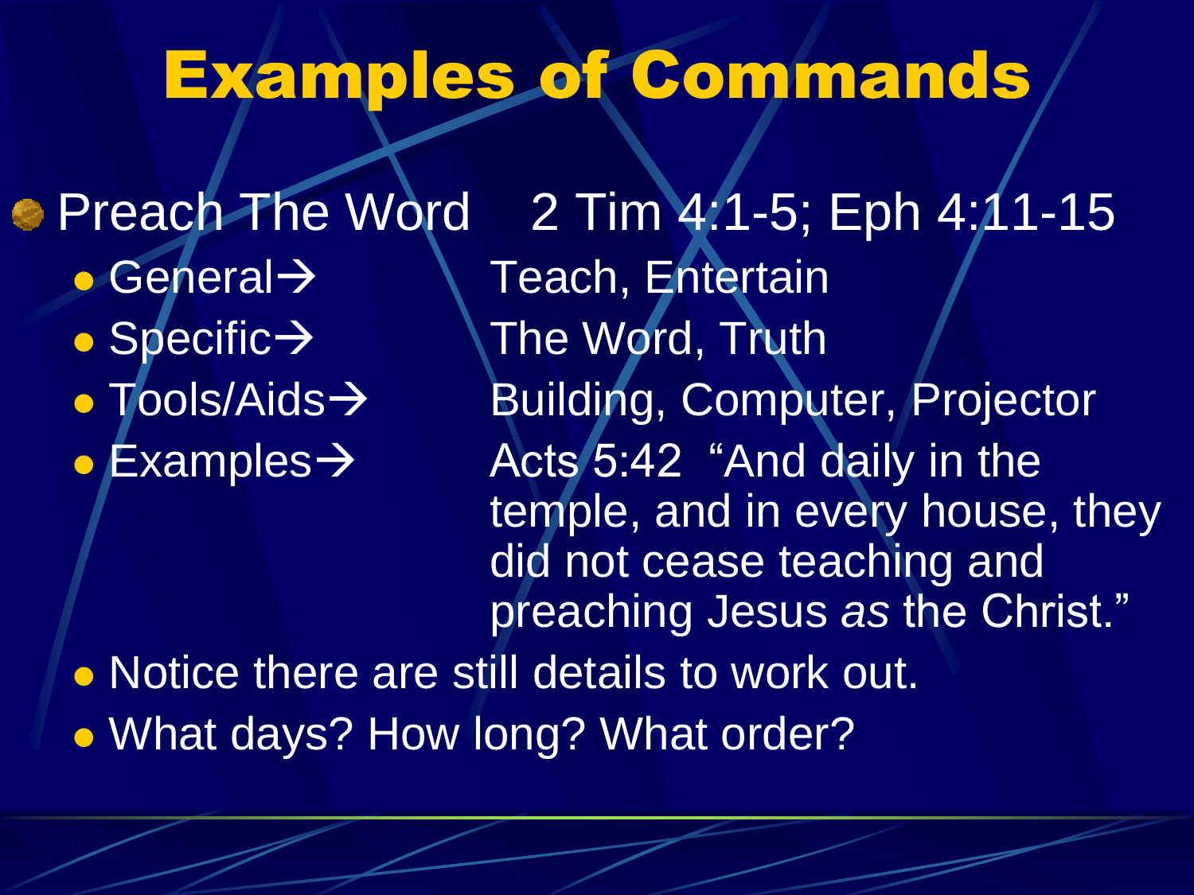# Examples of Commands

- Preach The Word    2 Tim 4:1-5; Eph 4:11-15
  - General→    Teach, Entertain
  - Specific→    The Word, Truth
  - Tools/Aids→    Building, Computer, Projector
  - Examples→    Acts 5:42 "And daily in the temple, and in every house, they did not cease teaching and preaching Jesus *as* the Christ."
  - Notice there are still details to work out.
  - What days? How long? What order?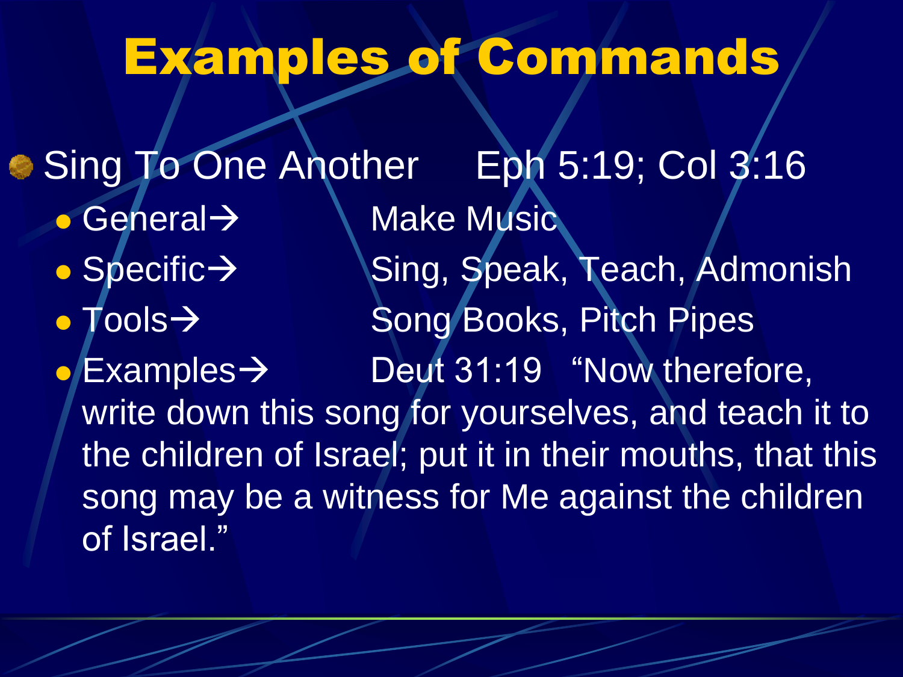# Examples of Commands

- Sing To One Another Eph 5:19; Col 3:16
  - General→ Make Music
  - Specific→ Sing, Speak, Teach, Admonish
  - Tools→ Song Books, Pitch Pipes
  - Examples→ Deut 31:19 “Now therefore, write down this song for yourselves, and teach it to the children of Israel; put it in their mouths, that this song may be a witness for Me against the children of Israel.”